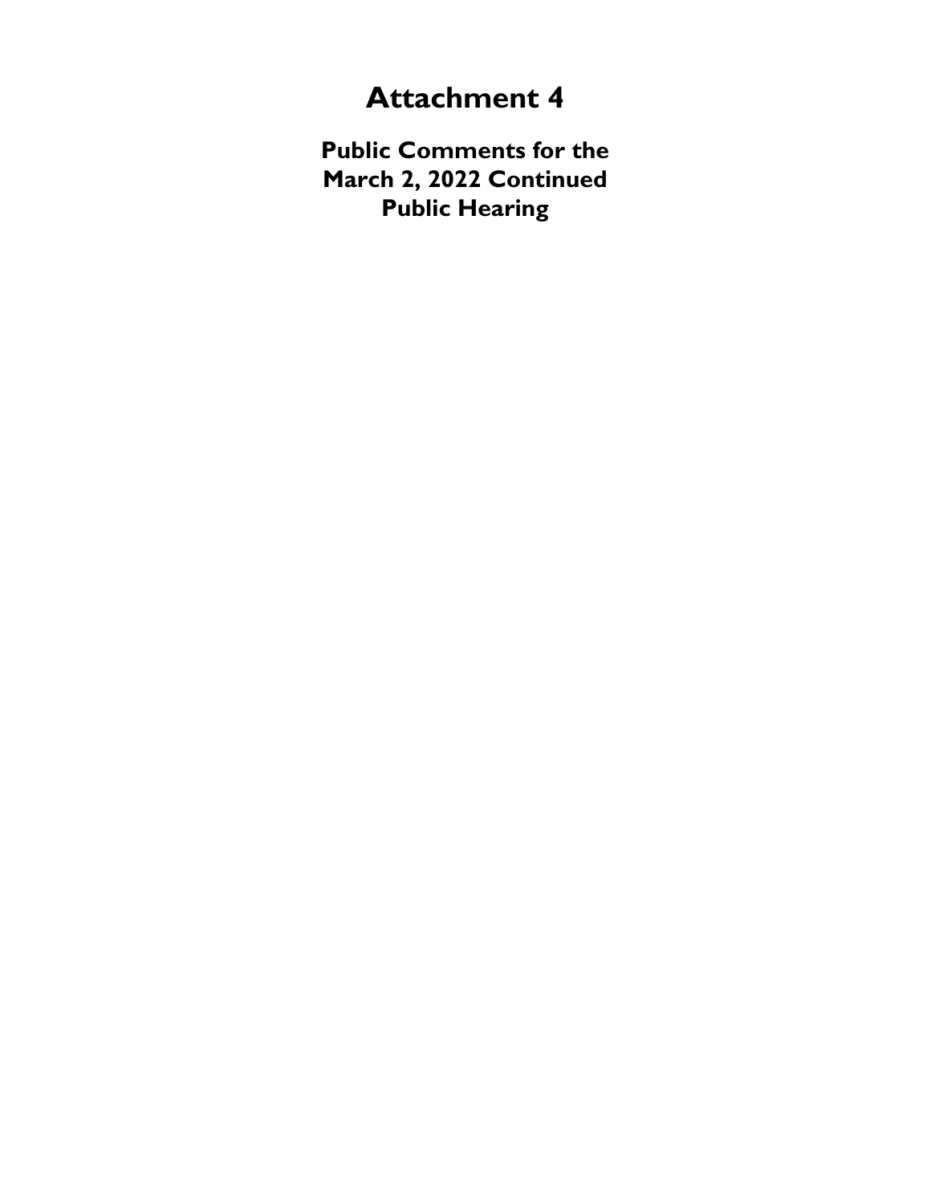# Attachment 4

## Public Comments for the March 2, 2022 Continued Public Hearing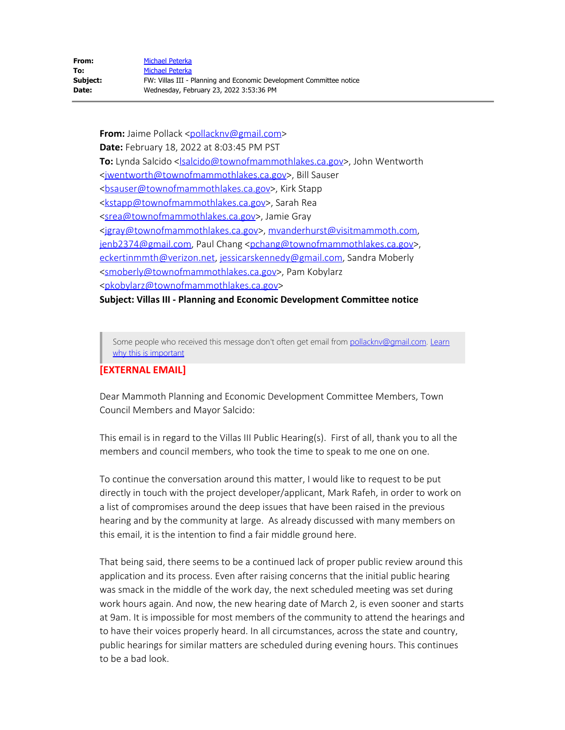| | |
|---|---|
| **From:** | Michael Peterka |
| **To:** | Michael Peterka |
| **Subject:** | FW: Villas III - Planning and Economic Development Committee notice |
| **Date:** | Wednesday, February 23, 2022 3:53:36 PM |

---

**From:** Jaime Pollack <pollacknv@gmail.com>
**Date:** February 18, 2022 at 8:03:45 PM PST
**To:** Lynda Salcido <lsalcido@townofmammothlakes.ca.gov>, John Wentworth <jwentworth@townofmammothlakes.ca.gov>, Bill Sauser <bsauser@townofmammothlakes.ca.gov>, Kirk Stapp <kstapp@townofmammothlakes.ca.gov>, Sarah Rea <srea@townofmammothlakes.ca.gov>, Jamie Gray <jgray@townofmammothlakes.ca.gov>, mvanderhurst@visitmammoth.com, jenb2374@gmail.com, Paul Chang <pchang@townofmammothlakes.ca.gov>, eckertinmmth@verizon.net, jessicarskennedy@gmail.com, Sandra Moberly <smoberly@townofmammothlakes.ca.gov>, Pam Kobylarz <pkobylarz@townofmammothlakes.ca.gov>
**Subject: Villas III - Planning and Economic Development Committee notice**

> Some people who received this message don't often get email from pollacknv@gmail.com. Learn why this is important

**[EXTERNAL EMAIL]**

Dear Mammoth Planning and Economic Development Committee Members, Town Council Members and Mayor Salcido:

This email is in regard to the Villas III Public Hearing(s). First of all, thank you to all the members and council members, who took the time to speak to me one on one.

To continue the conversation around this matter, I would like to request to be put directly in touch with the project developer/applicant, Mark Rafeh, in order to work on a list of compromises around the deep issues that have been raised in the previous hearing and by the community at large. As already discussed with many members on this email, it is the intention to find a fair middle ground here.

That being said, there seems to be a continued lack of proper public review around this application and its process. Even after raising concerns that the initial public hearing was smack in the middle of the work day, the next scheduled meeting was set during work hours again. And now, the new hearing date of March 2, is even sooner and starts at 9am. It is impossible for most members of the community to attend the hearings and to have their voices properly heard. In all circumstances, across the state and country, public hearings for similar matters are scheduled during evening hours. This continues to be a bad look.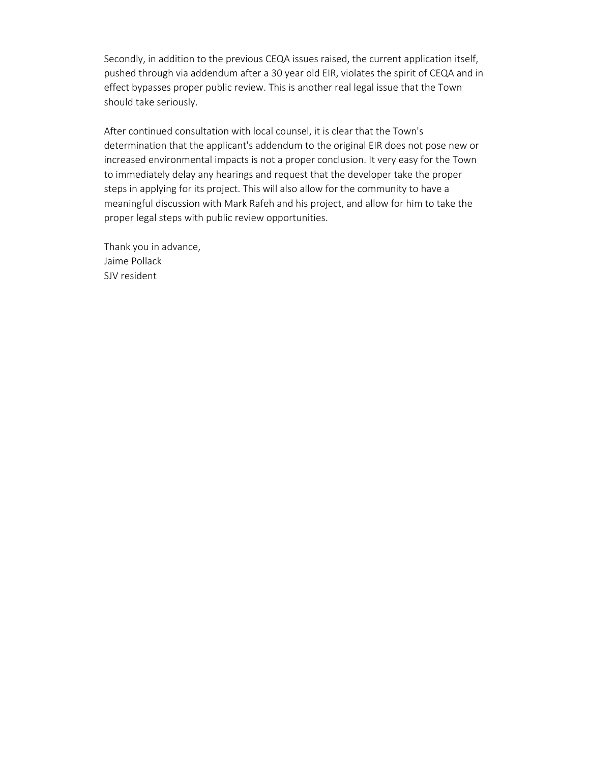Secondly, in addition to the previous CEQA issues raised, the current application itself, pushed through via addendum after a 30 year old EIR, violates the spirit of CEQA and in effect bypasses proper public review. This is another real legal issue that the Town should take seriously.

After continued consultation with local counsel, it is clear that the Town's determination that the applicant's addendum to the original EIR does not pose new or increased environmental impacts is not a proper conclusion. It very easy for the Town to immediately delay any hearings and request that the developer take the proper steps in applying for its project. This will also allow for the community to have a meaningful discussion with Mark Rafeh and his project, and allow for him to take the proper legal steps with public review opportunities.

Thank you in advance,  
Jaime Pollack  
SJV resident